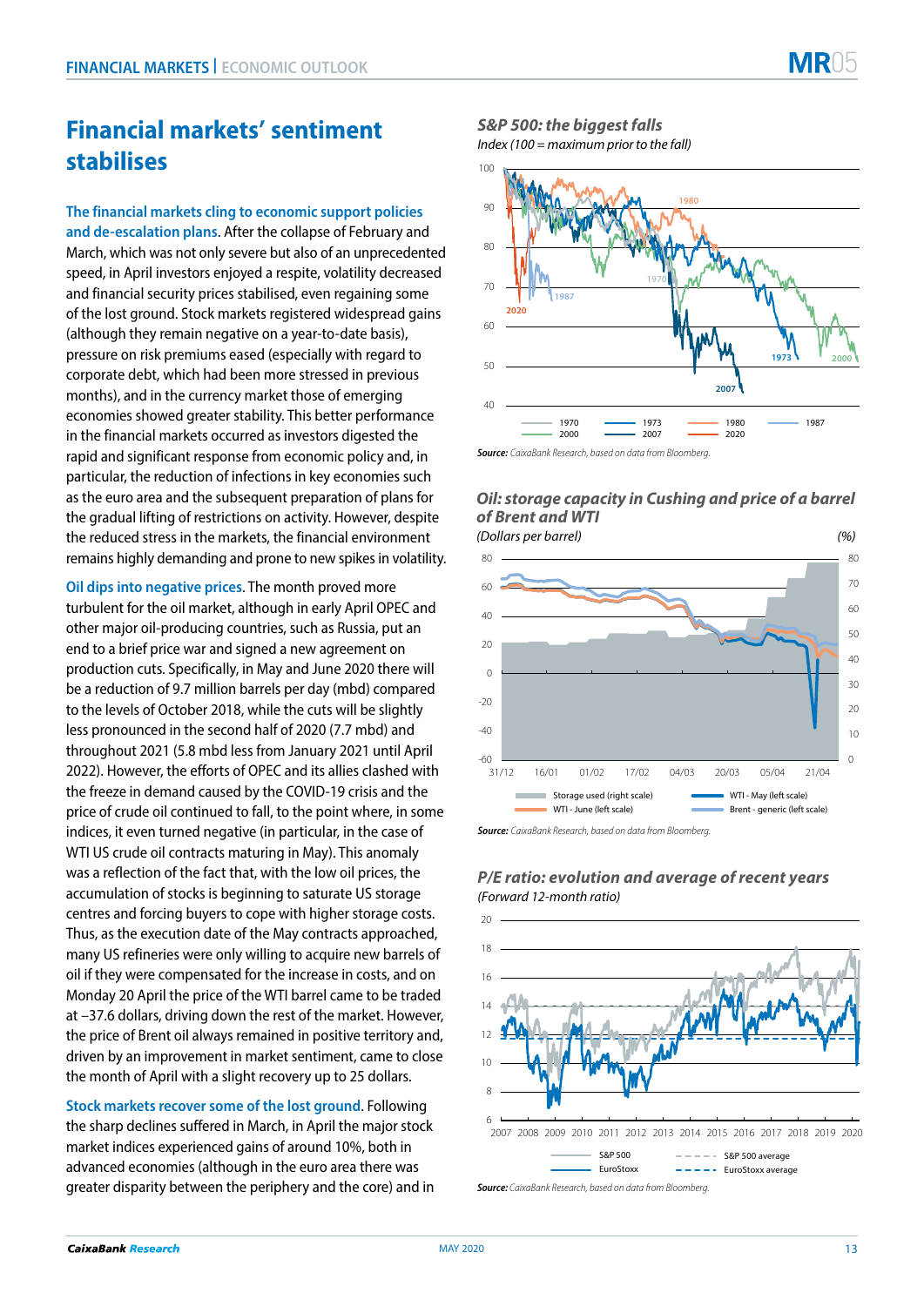# Financial markets' sentiment stabilises

**The financial markets cling to economic support policies and de-escalation plans**. After the collapse of February and March, which was not only severe but also of an unprecedented speed, in April investors enjoyed a respite, volatility decreased and financial security prices stabilised, even regaining some of the lost ground. Stock markets registered widespread gains (although they remain negative on a year-to-date basis), pressure on risk premiums eased (especially with regard to corporate debt, which had been more stressed in previous months), and in the currency market those of emerging economies showed greater stability. This better performance in the financial markets occurred as investors digested the rapid and significant response from economic policy and, in particular, the reduction of infections in key economies such as the euro area and the subsequent preparation of plans for the gradual lifting of restrictions on activity. However, despite the reduced stress in the markets, the financial environment remains highly demanding and prone to new spikes in volatility.

**Oil dips into negative prices**. The month proved more turbulent for the oil market, although in early April OPEC and other major oil-producing countries, such as Russia, put an end to a brief price war and signed a new agreement on production cuts. Specifically, in May and June 2020 there will be a reduction of 9.7 million barrels per day (mbd) compared to the levels of October 2018, while the cuts will be slightly less pronounced in the second half of 2020 (7.7 mbd) and throughout 2021 (5.8 mbd less from January 2021 until April 2022). However, the efforts of OPEC and its allies clashed with the freeze in demand caused by the COVID-19 crisis and the price of crude oil continued to fall, to the point where, in some indices, it even turned negative (in particular, in the case of WTI US crude oil contracts maturing in May). This anomaly was a reflection of the fact that, with the low oil prices, the accumulation of stocks is beginning to saturate US storage centres and forcing buyers to cope with higher storage costs. Thus, as the execution date of the May contracts approached, many US refineries were only willing to acquire new barrels of oil if they were compensated for the increase in costs, and on Monday 20 April the price of the WTI barrel came to be traded at –37.6 dollars, driving down the rest of the market. However, the price of Brent oil always remained in positive territory and, driven by an improvement in market sentiment, came to close the month of April with a slight recovery up to 25 dollars.

**Stock markets recover some of the lost ground**. Following the sharp declines suffered in March, in April the major stock market indices experienced gains of around 10%, both in advanced economies (although in the euro area there was greater disparity between the periphery and the core) and in

### *S&P 500: the biggest falls*

*Index (100 = maximum prior to the fall)*

Legend: 1970, 2000, 1973, 2007, 1980, 2020, 1987

**Source:** *CaixaBank Research, based on data from Bloomberg.*

### *Oil: storage capacity in Cushing and price of a barrel of Brent and WTI*

*(Dollars per barrel)* *(%)*

Legend: Storage used (right scale), WTI - June (left scale), WTI - May (left scale), Brent - generic (left scale)

**Source:** *CaixaBank Research, based on data from Bloomberg.*

### *P/E ratio: evolution and average of recent years*

*(Forward 12-month ratio)*

Legend: S&P 500, EuroStoxx, S&P 500 average, EuroStoxx average

**Source:** *CaixaBank Research, based on data from Bloomberg.*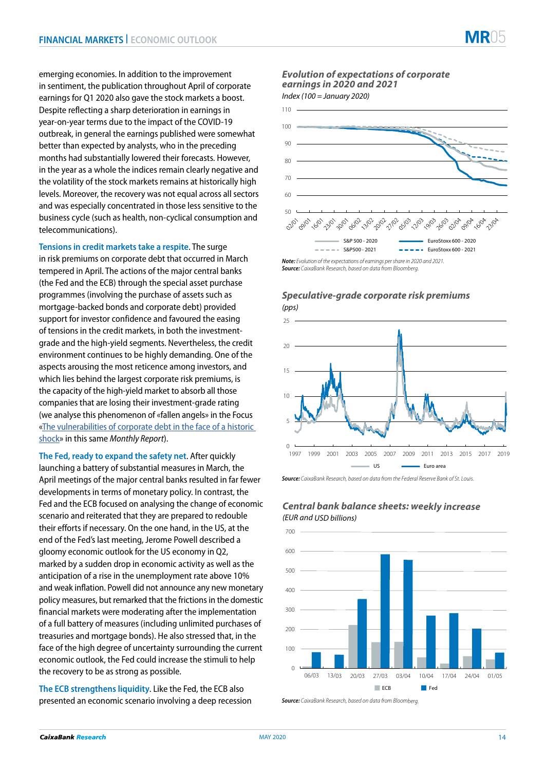emerging economies. In addition to the improvement in sentiment, the publication throughout April of corporate earnings for Q1 2020 also gave the stock markets a boost. Despite reflecting a sharp deterioration in earnings in year-on-year terms due to the impact of the COVID-19 outbreak, in general the earnings published were somewhat better than expected by analysts, who in the preceding months had substantially lowered their forecasts. However, in the year as a whole the indices remain clearly negative and the volatility of the stock markets remains at historically high levels. Moreover, the recovery was not equal across all sectors and was especially concentrated in those less sensitive to the business cycle (such as health, non-cyclical consumption and telecommunications).

**Tensions in credit markets take a respite.** The surge in risk premiums on corporate debt that occurred in March tempered in April. The actions of the major central banks (the Fed and the ECB) through the special asset purchase programmes (involving the purchase of assets such as mortgage-backed bonds and corporate debt) provided support for investor confidence and favoured the easing of tensions in the credit markets, in both the investment-grade and the high-yield segments. Nevertheless, the credit environment continues to be highly demanding. One of the aspects arousing the most reticence among investors, and which lies behind the largest corporate risk premiums, is the capacity of the high-yield market to absorb all those companies that are losing their investment-grade rating (we analyse this phenomenon of «fallen angels» in the Focus «The vulnerabilities of corporate debt in the face of a historic shock» in this same *Monthly Report*).

**The Fed, ready to expand the safety net.** After quickly launching a battery of substantial measures in March, the April meetings of the major central banks resulted in far fewer developments in terms of monetary policy. In contrast, the Fed and the ECB focused on analysing the change of economic scenario and reiterated that they are prepared to redouble their efforts if necessary. On the one hand, in the US, at the end of the Fed's last meeting, Jerome Powell described a gloomy economic outlook for the US economy in Q2, marked by a sudden drop in economic activity as well as the anticipation of a rise in the unemployment rate above 10% and weak inflation. Powell did not announce any new monetary policy measures, but remarked that the frictions in the domestic financial markets were moderating after the implementation of a full battery of measures (including unlimited purchases of treasuries and mortgage bonds). He also stressed that, in the face of the high degree of uncertainty surrounding the current economic outlook, the Fed could increase the stimuli to help the recovery to be as strong as possible.

**The ECB strengthens liquidity.** Like the Fed, the ECB also presented an economic scenario involving a deep recession

***Evolution of expectations of corporate earnings in 2020 and 2021***
*Index (100 = January 2020)*

***Note:*** *Evolution of the expectations of earnings per share in 2020 and 2021.*
***Source:*** *CaixaBank Research, based on data from Bloomberg.*

***Speculative-grade corporate risk premiums***
*(pps)*

***Source:*** *CaixaBank Research, based on data from the Federal Reserve Bank of St. Louis.*

***Central bank balance sheets: weekly increase***
*(EUR and USD billions)*

***Source:*** *CaixaBank Research, based on data from Bloomberg.*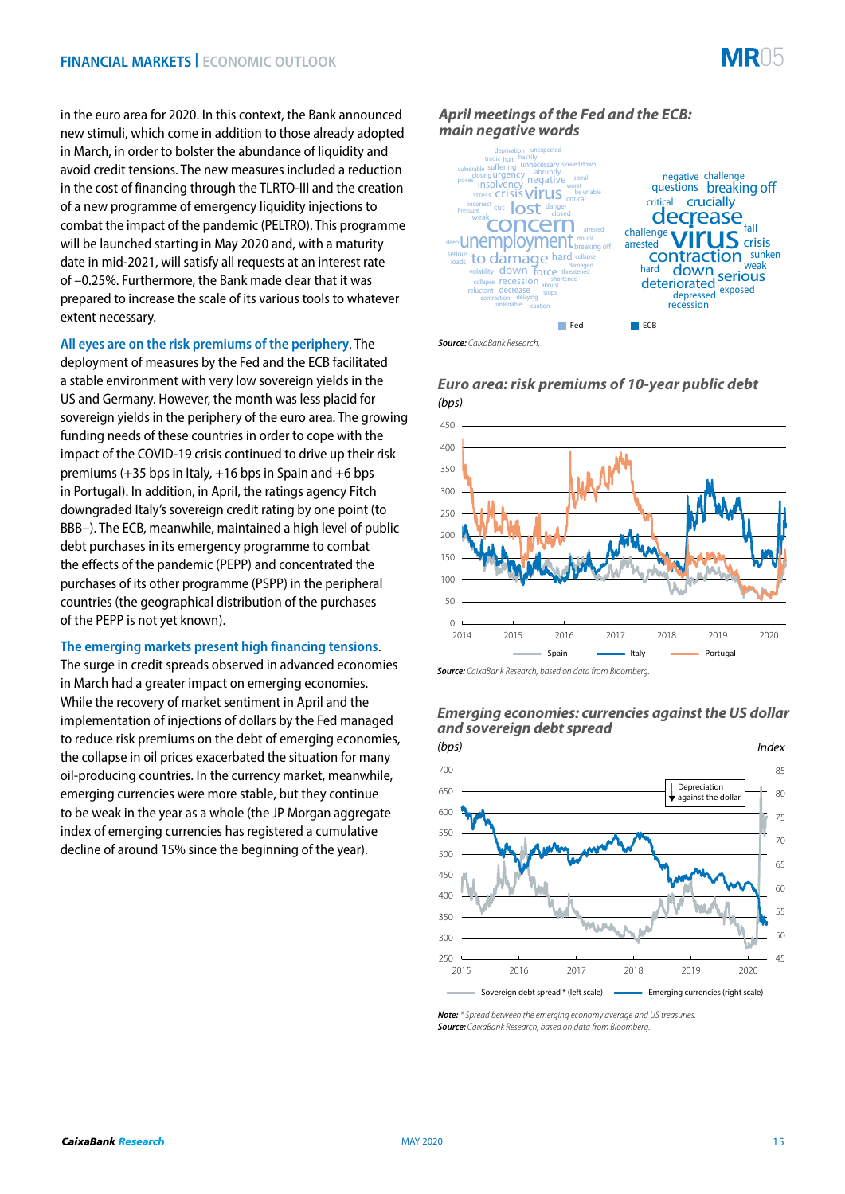in the euro area for 2020. In this context, the Bank announced new stimuli, which come in addition to those already adopted in March, in order to bolster the abundance of liquidity and avoid credit tensions. The new measures included a reduction in the cost of financing through the TLRTO-III and the creation of a new programme of emergency liquidity injections to combat the impact of the pandemic (PELTRO). This programme will be launched starting in May 2020 and, with a maturity date in mid-2021, will satisfy all requests at an interest rate of –0.25%. Furthermore, the Bank made clear that it was prepared to increase the scale of its various tools to whatever extent necessary.

**All eyes are on the risk premiums of the periphery.** The deployment of measures by the Fed and the ECB facilitated a stable environment with very low sovereign yields in the US and Germany. However, the month was less placid for sovereign yields in the periphery of the euro area. The growing funding needs of these countries in order to cope with the impact of the COVID-19 crisis continued to drive up their risk premiums (+35 bps in Italy, +16 bps in Spain and +6 bps in Portugal). In addition, in April, the ratings agency Fitch downgraded Italy's sovereign credit rating by one point (to BBB–). The ECB, meanwhile, maintained a high level of public debt purchases in its emergency programme to combat the effects of the pandemic (PEPP) and concentrated the purchases of its other programme (PSPP) in the peripheral countries (the geographical distribution of the purchases of the PEPP is not yet known).

**The emerging markets present high financing tensions.** The surge in credit spreads observed in advanced economies in March had a greater impact on emerging economies. While the recovery of market sentiment in April and the implementation of injections of dollars by the Fed managed to reduce risk premiums on the debt of emerging economies, the collapse in oil prices exacerbated the situation for many oil-producing countries. In the currency market, meanwhile, emerging currencies were more stable, but they continue to be weak in the year as a whole (the JP Morgan aggregate index of emerging currencies has registered a cumulative decline of around 15% since the beginning of the year).

### April meetings of the Fed and the ECB: main negative words

Fed: deprivation, unexpected, tragic, hurt, hastily, vulnerable, suffering, unnecessary, slowed down, abruptly, closing, urgency, poses, insolvency, negative, spiral, worst, stress, crisis, virus, be unable, critical, incorrect, cut, lost, danger, Pressure, weak, closed, concern, arrested, deep, unemployment, doubt, breaking off, serious, loads, to damage, hard, collapse, damaged, volatility, down, force, threatened, shortened, collapse, recession, abrupt, reluctant, decrease, stops, contraction, delaying, untenable, caution

ECB: negative, challenge, questions, breaking off, critical, crucially, decrease, challenge, fall, arrested, virus, crisis, contraction, sunken, weak, hard, down, serious, deteriorated, exposed, depressed, recession

Fed ECB

*Source:* CaixaBank Research.

### Euro area: risk premiums of 10-year public debt

(bps)

450
400
350
300
250
200
150
100
50
0

2014 2015 2016 2017 2018 2019 2020

Spain Italy Portugal

*Source:* CaixaBank Research, based on data from Bloomberg.

### Emerging economies: currencies against the US dollar and sovereign debt spread

(bps) Index

700 85
650 80
600 75
550 70
500 65
450 60
400 55
350 50
300 45
250

2015 2016 2017 2018 2019 2020

Depreciation against the dollar

Sovereign debt spread * (left scale) Emerging currencies (right scale)

*Note:* * Spread between the emerging economy average and US treasuries.
*Source:* CaixaBank Research, based on data from Bloomberg.